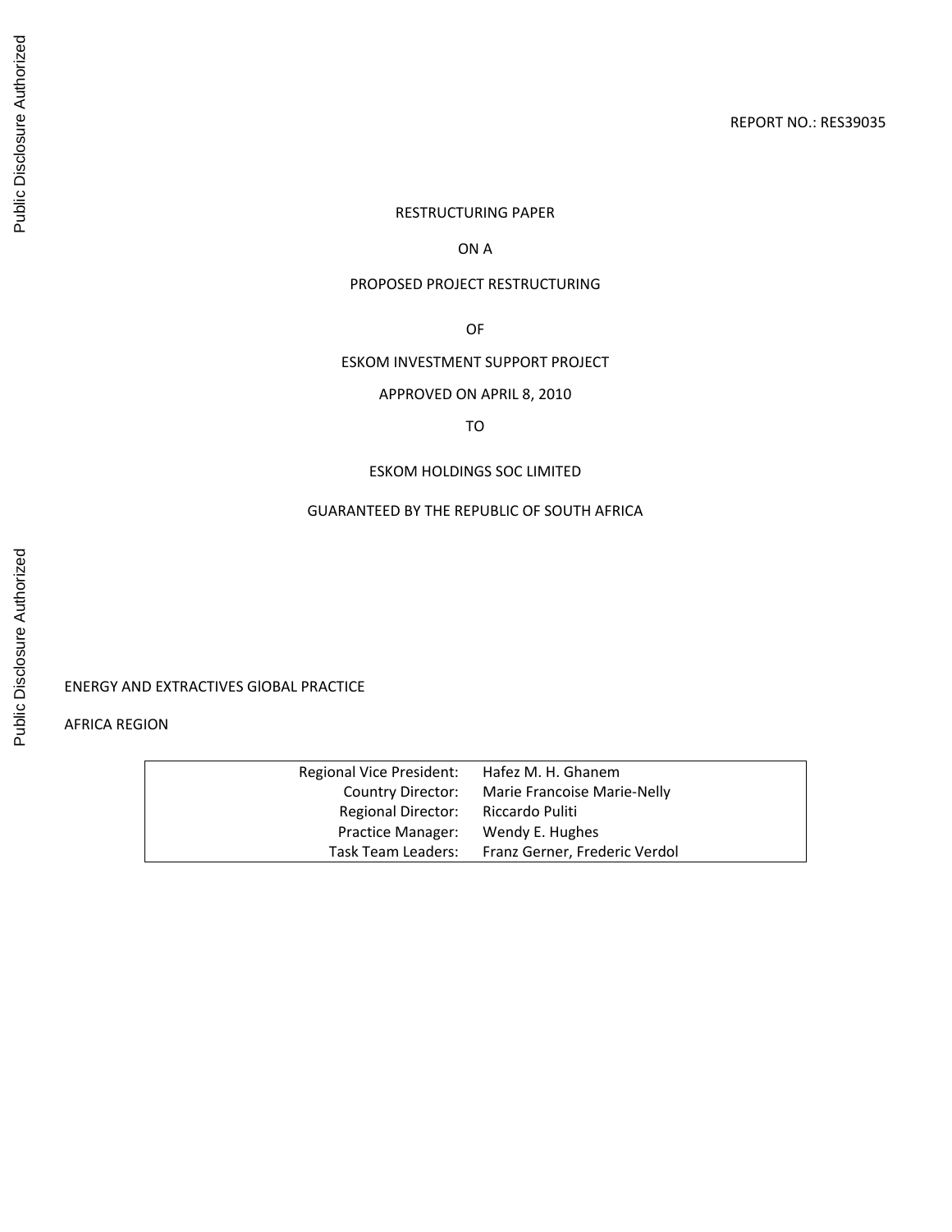REPORT NO.: RES39035

RESTRUCTURING PAPER

ON A

PROPOSED PROJECT RESTRUCTURING

OF

ESKOM INVESTMENT SUPPORT PROJECT

APPROVED ON APRIL 8, 2010

TO

ESKOM HOLDINGS SOC LIMITED

GUARANTEED BY THE REPUBLIC OF SOUTH AFRICA

ENERGY AND EXTRACTIVES GlOBAL PRACTICE

AFRICA REGION

| | |
|---|---|
| Regional Vice President: | Hafez M. H. Ghanem |
| Country Director: | Marie Francoise Marie-Nelly |
| Regional Director: | Riccardo Puliti |
| Practice Manager: | Wendy E. Hughes |
| Task Team Leaders: | Franz Gerner, Frederic Verdol |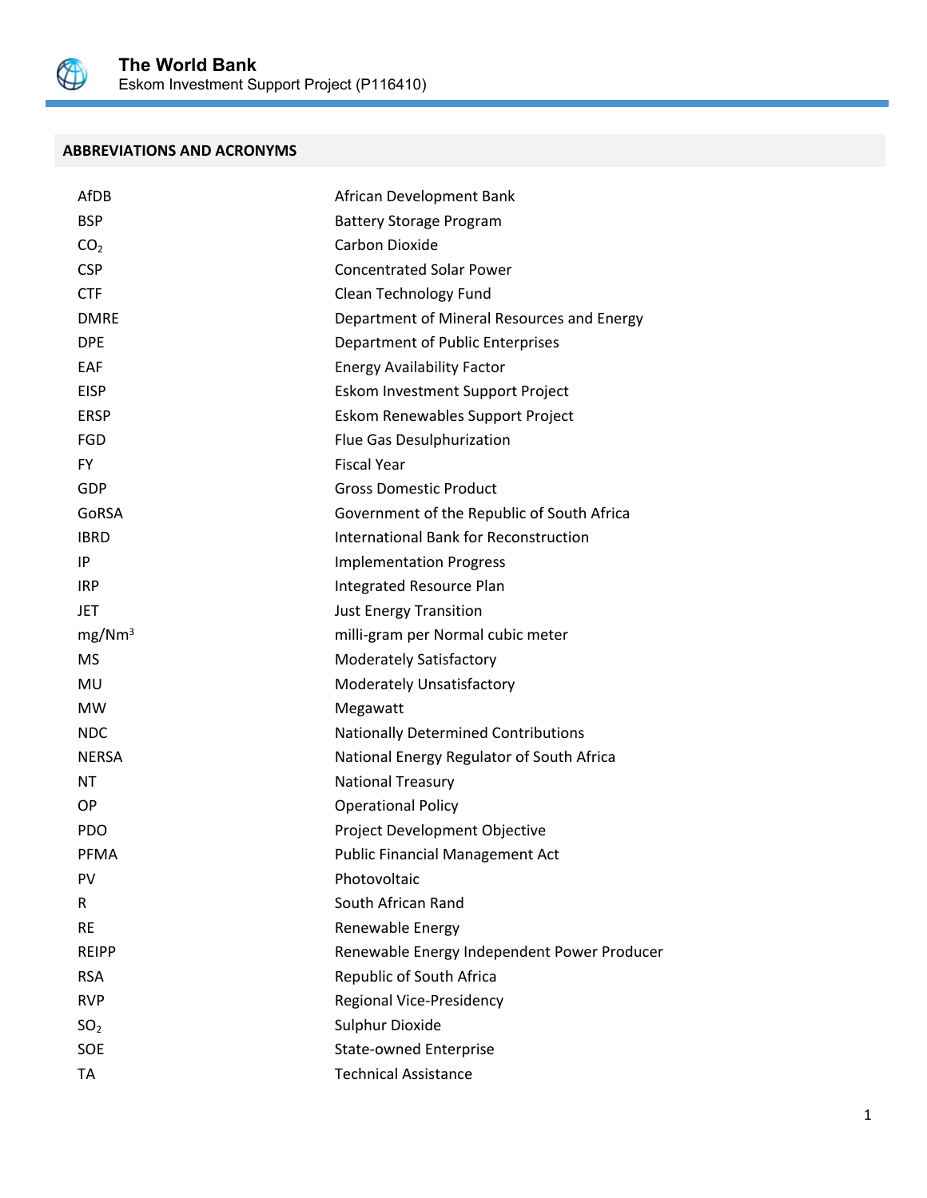## ABBREVIATIONS AND ACRONYMS

| | |
|---|---|
| AfDB | African Development Bank |
| BSP | Battery Storage Program |
| $CO_2$ | Carbon Dioxide |
| CSP | Concentrated Solar Power |
| CTF | Clean Technology Fund |
| DMRE | Department of Mineral Resources and Energy |
| DPE | Department of Public Enterprises |
| EAF | Energy Availability Factor |
| EISP | Eskom Investment Support Project |
| ERSP | Eskom Renewables Support Project |
| FGD | Flue Gas Desulphurization |
| FY | Fiscal Year |
| GDP | Gross Domestic Product |
| GoRSA | Government of the Republic of South Africa |
| IBRD | International Bank for Reconstruction |
| IP | Implementation Progress |
| IRP | Integrated Resource Plan |
| JET | Just Energy Transition |
| $mg/Nm^3$ | milli-gram per Normal cubic meter |
| MS | Moderately Satisfactory |
| MU | Moderately Unsatisfactory |
| MW | Megawatt |
| NDC | Nationally Determined Contributions |
| NERSA | National Energy Regulator of South Africa |
| NT | National Treasury |
| OP | Operational Policy |
| PDO | Project Development Objective |
| PFMA | Public Financial Management Act |
| PV | Photovoltaic |
| R | South African Rand |
| RE | Renewable Energy |
| REIPP | Renewable Energy Independent Power Producer |
| RSA | Republic of South Africa |
| RVP | Regional Vice-Presidency |
| $SO_2$ | Sulphur Dioxide |
| SOE | State-owned Enterprise |
| TA | Technical Assistance |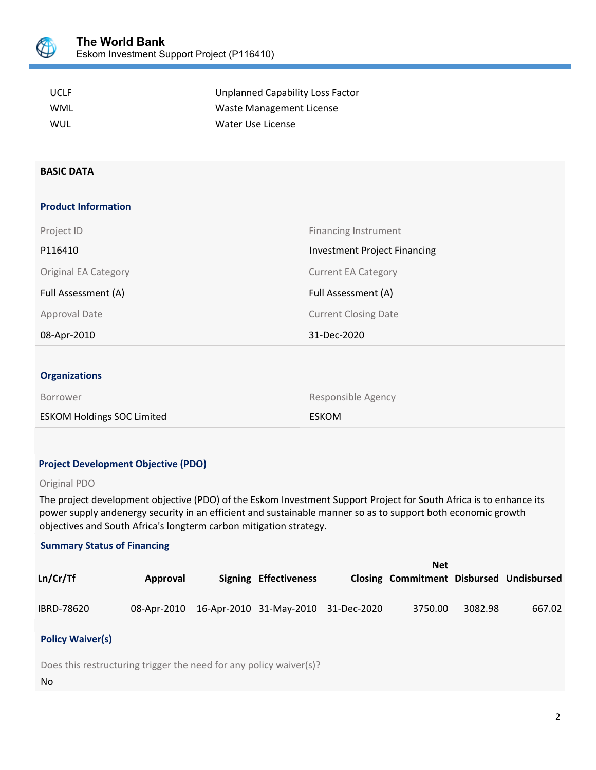| | |
|---|---|
| UCLF | Unplanned Capability Loss Factor |
| WML | Waste Management License |
| WUL | Water Use License |

## BASIC DATA

### Product Information

| Project ID | Financing Instrument |
|---|---|
| P116410 | Investment Project Financing |
| **Original EA Category** | **Current EA Category** |
| Full Assessment (A) | Full Assessment (A) |
| **Approval Date** | **Current Closing Date** |
| 08-Apr-2010 | 31-Dec-2020 |

### Organizations

| Borrower | Responsible Agency |
|---|---|
| ESKOM Holdings SOC Limited | ESKOM |

### Project Development Objective (PDO)

Original PDO

The project development objective (PDO) of the Eskom Investment Support Project for South Africa is to enhance its power supply andenergy security in an efficient and sustainable manner so as to support both economic growth objectives and South Africa's longterm carbon mitigation strategy.

### Summary Status of Financing

| Ln/Cr/Tf | Approval | Signing | Effectiveness | Closing | Net Commitment | Disbursed | Undisbursed |
|---|---|---|---|---|---|---|---|
| IBRD-78620 | 08-Apr-2010 | 16-Apr-2010 | 31-May-2010 | 31-Dec-2020 | 3750.00 | 3082.98 | 667.02 |

### Policy Waiver(s)

Does this restructuring trigger the need for any policy waiver(s)?

No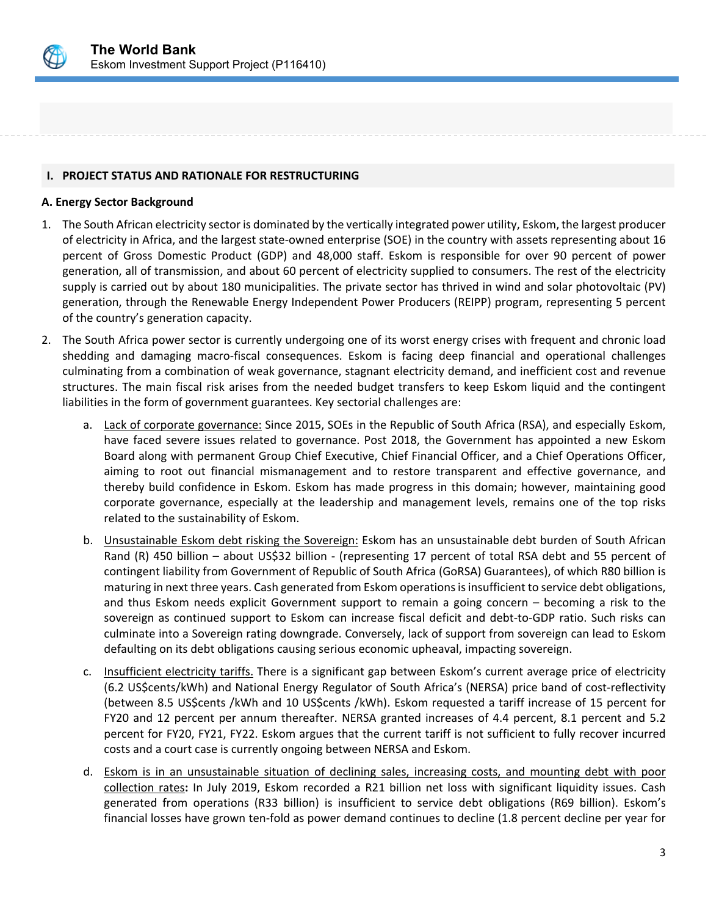## I. PROJECT STATUS AND RATIONALE FOR RESTRUCTURING

### A. Energy Sector Background

1. The South African electricity sector is dominated by the vertically integrated power utility, Eskom, the largest producer of electricity in Africa, and the largest state-owned enterprise (SOE) in the country with assets representing about 16 percent of Gross Domestic Product (GDP) and 48,000 staff. Eskom is responsible for over 90 percent of power generation, all of transmission, and about 60 percent of electricity supplied to consumers. The rest of the electricity supply is carried out by about 180 municipalities. The private sector has thrived in wind and solar photovoltaic (PV) generation, through the Renewable Energy Independent Power Producers (REIPP) program, representing 5 percent of the country's generation capacity.

2. The South Africa power sector is currently undergoing one of its worst energy crises with frequent and chronic load shedding and damaging macro-fiscal consequences. Eskom is facing deep financial and operational challenges culminating from a combination of weak governance, stagnant electricity demand, and inefficient cost and revenue structures. The main fiscal risk arises from the needed budget transfers to keep Eskom liquid and the contingent liabilities in the form of government guarantees. Key sectorial challenges are:

   a. Lack of corporate governance: Since 2015, SOEs in the Republic of South Africa (RSA), and especially Eskom, have faced severe issues related to governance. Post 2018, the Government has appointed a new Eskom Board along with permanent Group Chief Executive, Chief Financial Officer, and a Chief Operations Officer, aiming to root out financial mismanagement and to restore transparent and effective governance, and thereby build confidence in Eskom. Eskom has made progress in this domain; however, maintaining good corporate governance, especially at the leadership and management levels, remains one of the top risks related to the sustainability of Eskom.

   b. Unsustainable Eskom debt risking the Sovereign: Eskom has an unsustainable debt burden of South African Rand (R) 450 billion – about US$32 billion - (representing 17 percent of total RSA debt and 55 percent of contingent liability from Government of Republic of South Africa (GoRSA) Guarantees), of which R80 billion is maturing in next three years. Cash generated from Eskom operations is insufficient to service debt obligations, and thus Eskom needs explicit Government support to remain a going concern – becoming a risk to the sovereign as continued support to Eskom can increase fiscal deficit and debt-to-GDP ratio. Such risks can culminate into a Sovereign rating downgrade. Conversely, lack of support from sovereign can lead to Eskom defaulting on its debt obligations causing serious economic upheaval, impacting sovereign.

   c. Insufficient electricity tariffs. There is a significant gap between Eskom's current average price of electricity (6.2 US$cents/kWh) and National Energy Regulator of South Africa's (NERSA) price band of cost-reflectivity (between 8.5 US$cents /kWh and 10 US$cents /kWh). Eskom requested a tariff increase of 15 percent for FY20 and 12 percent per annum thereafter. NERSA granted increases of 4.4 percent, 8.1 percent and 5.2 percent for FY20, FY21, FY22. Eskom argues that the current tariff is not sufficient to fully recover incurred costs and a court case is currently ongoing between NERSA and Eskom.

   d. Eskom is in an unsustainable situation of declining sales, increasing costs, and mounting debt with poor collection rates**:** In July 2019, Eskom recorded a R21 billion net loss with significant liquidity issues. Cash generated from operations (R33 billion) is insufficient to service debt obligations (R69 billion). Eskom's financial losses have grown ten-fold as power demand continues to decline (1.8 percent decline per year for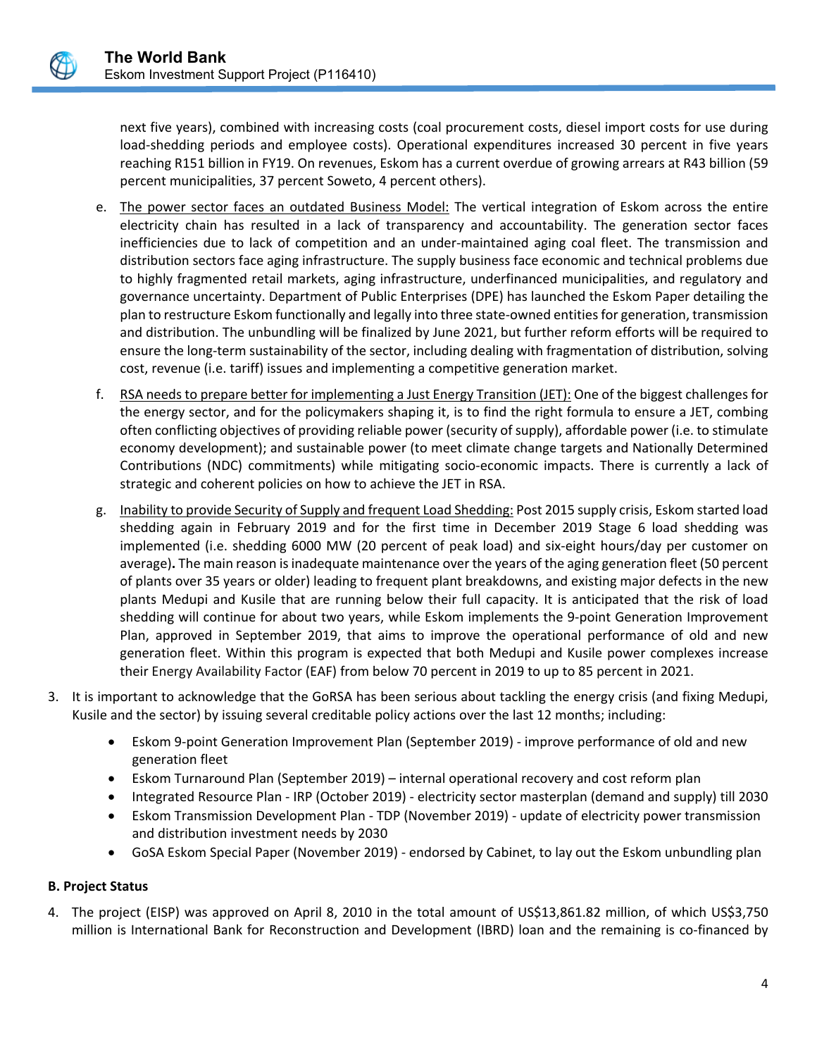next five years), combined with increasing costs (coal procurement costs, diesel import costs for use during load-shedding periods and employee costs). Operational expenditures increased 30 percent in five years reaching R151 billion in FY19. On revenues, Eskom has a current overdue of growing arrears at R43 billion (59 percent municipalities, 37 percent Soweto, 4 percent others).

e. The power sector faces an outdated Business Model: The vertical integration of Eskom across the entire electricity chain has resulted in a lack of transparency and accountability. The generation sector faces inefficiencies due to lack of competition and an under-maintained aging coal fleet. The transmission and distribution sectors face aging infrastructure. The supply business face economic and technical problems due to highly fragmented retail markets, aging infrastructure, underfinanced municipalities, and regulatory and governance uncertainty. Department of Public Enterprises (DPE) has launched the Eskom Paper detailing the plan to restructure Eskom functionally and legally into three state-owned entities for generation, transmission and distribution. The unbundling will be finalized by June 2021, but further reform efforts will be required to ensure the long-term sustainability of the sector, including dealing with fragmentation of distribution, solving cost, revenue (i.e. tariff) issues and implementing a competitive generation market.

f. RSA needs to prepare better for implementing a Just Energy Transition (JET): One of the biggest challenges for the energy sector, and for the policymakers shaping it, is to find the right formula to ensure a JET, combing often conflicting objectives of providing reliable power (security of supply), affordable power (i.e. to stimulate economy development); and sustainable power (to meet climate change targets and Nationally Determined Contributions (NDC) commitments) while mitigating socio-economic impacts. There is currently a lack of strategic and coherent policies on how to achieve the JET in RSA.

g. Inability to provide Security of Supply and frequent Load Shedding: Post 2015 supply crisis, Eskom started load shedding again in February 2019 and for the first time in December 2019 Stage 6 load shedding was implemented (i.e. shedding 6000 MW (20 percent of peak load) and six-eight hours/day per customer on average)**.** The main reason is inadequate maintenance over the years of the aging generation fleet (50 percent of plants over 35 years or older) leading to frequent plant breakdowns, and existing major defects in the new plants Medupi and Kusile that are running below their full capacity. It is anticipated that the risk of load shedding will continue for about two years, while Eskom implements the 9-point Generation Improvement Plan, approved in September 2019, that aims to improve the operational performance of old and new generation fleet. Within this program is expected that both Medupi and Kusile power complexes increase their Energy Availability Factor (EAF) from below 70 percent in 2019 to up to 85 percent in 2021.

3. It is important to acknowledge that the GoRSA has been serious about tackling the energy crisis (and fixing Medupi, Kusile and the sector) by issuing several creditable policy actions over the last 12 months; including:

- Eskom 9-point Generation Improvement Plan (September 2019) - improve performance of old and new generation fleet
- Eskom Turnaround Plan (September 2019) – internal operational recovery and cost reform plan
- Integrated Resource Plan - IRP (October 2019) - electricity sector masterplan (demand and supply) till 2030
- Eskom Transmission Development Plan - TDP (November 2019) - update of electricity power transmission and distribution investment needs by 2030
- GoSA Eskom Special Paper (November 2019) - endorsed by Cabinet, to lay out the Eskom unbundling plan

**B. Project Status**

4. The project (EISP) was approved on April 8, 2010 in the total amount of US$13,861.82 million, of which US$3,750 million is International Bank for Reconstruction and Development (IBRD) loan and the remaining is co-financed by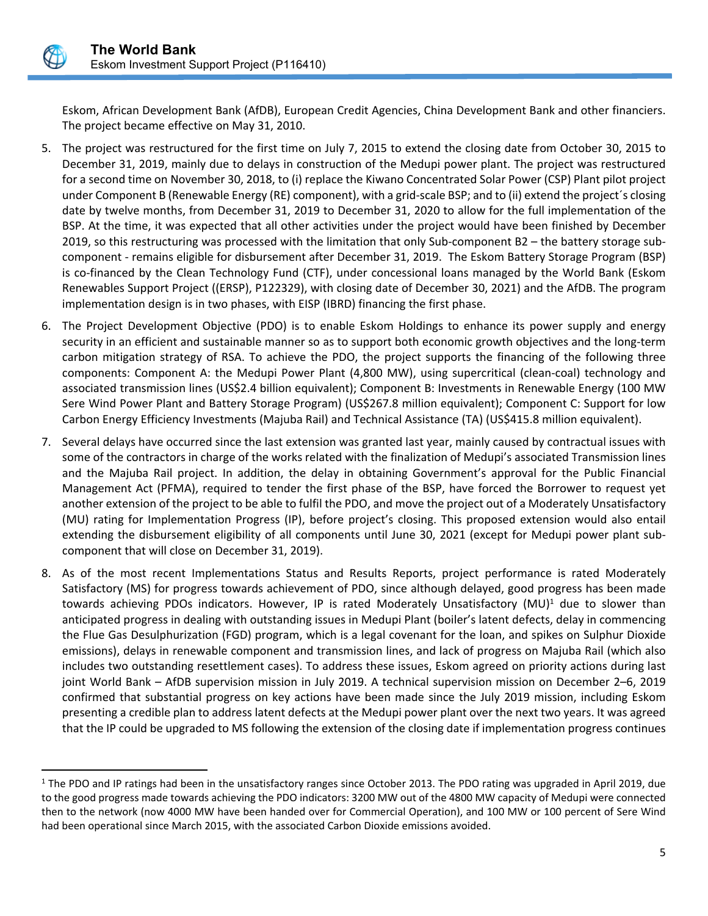Eskom, African Development Bank (AfDB), European Credit Agencies, China Development Bank and other financiers. The project became effective on May 31, 2010.

5. The project was restructured for the first time on July 7, 2015 to extend the closing date from October 30, 2015 to December 31, 2019, mainly due to delays in construction of the Medupi power plant. The project was restructured for a second time on November 30, 2018, to (i) replace the Kiwano Concentrated Solar Power (CSP) Plant pilot project under Component B (Renewable Energy (RE) component), with a grid-scale BSP; and to (ii) extend the project´s closing date by twelve months, from December 31, 2019 to December 31, 2020 to allow for the full implementation of the BSP. At the time, it was expected that all other activities under the project would have been finished by December 2019, so this restructuring was processed with the limitation that only Sub-component B2 – the battery storage sub-component - remains eligible for disbursement after December 31, 2019. The Eskom Battery Storage Program (BSP) is co-financed by the Clean Technology Fund (CTF), under concessional loans managed by the World Bank (Eskom Renewables Support Project ((ERSP), P122329), with closing date of December 30, 2021) and the AfDB. The program implementation design is in two phases, with EISP (IBRD) financing the first phase.

6. The Project Development Objective (PDO) is to enable Eskom Holdings to enhance its power supply and energy security in an efficient and sustainable manner so as to support both economic growth objectives and the long-term carbon mitigation strategy of RSA. To achieve the PDO, the project supports the financing of the following three components: Component A: the Medupi Power Plant (4,800 MW), using supercritical (clean-coal) technology and associated transmission lines (US$2.4 billion equivalent); Component B: Investments in Renewable Energy (100 MW Sere Wind Power Plant and Battery Storage Program) (US$267.8 million equivalent); Component C: Support for low Carbon Energy Efficiency Investments (Majuba Rail) and Technical Assistance (TA) (US$415.8 million equivalent).

7. Several delays have occurred since the last extension was granted last year, mainly caused by contractual issues with some of the contractors in charge of the works related with the finalization of Medupi's associated Transmission lines and the Majuba Rail project. In addition, the delay in obtaining Government's approval for the Public Financial Management Act (PFMA), required to tender the first phase of the BSP, have forced the Borrower to request yet another extension of the project to be able to fulfil the PDO, and move the project out of a Moderately Unsatisfactory (MU) rating for Implementation Progress (IP), before project's closing. This proposed extension would also entail extending the disbursement eligibility of all components until June 30, 2021 (except for Medupi power plant sub-component that will close on December 31, 2019).

8. As of the most recent Implementations Status and Results Reports, project performance is rated Moderately Satisfactory (MS) for progress towards achievement of PDO, since although delayed, good progress has been made towards achieving PDOs indicators. However, IP is rated Moderately Unsatisfactory (MU)[1] due to slower than anticipated progress in dealing with outstanding issues in Medupi Plant (boiler's latent defects, delay in commencing the Flue Gas Desulphurization (FGD) program, which is a legal covenant for the loan, and spikes on Sulphur Dioxide emissions), delays in renewable component and transmission lines, and lack of progress on Majuba Rail (which also includes two outstanding resettlement cases). To address these issues, Eskom agreed on priority actions during last joint World Bank – AfDB supervision mission in July 2019. A technical supervision mission on December 2–6, 2019 confirmed that substantial progress on key actions have been made since the July 2019 mission, including Eskom presenting a credible plan to address latent defects at the Medupi power plant over the next two years. It was agreed that the IP could be upgraded to MS following the extension of the closing date if implementation progress continues

---

[1] The PDO and IP ratings had been in the unsatisfactory ranges since October 2013. The PDO rating was upgraded in April 2019, due to the good progress made towards achieving the PDO indicators: 3200 MW out of the 4800 MW capacity of Medupi were connected then to the network (now 4000 MW have been handed over for Commercial Operation), and 100 MW or 100 percent of Sere Wind had been operational since March 2015, with the associated Carbon Dioxide emissions avoided.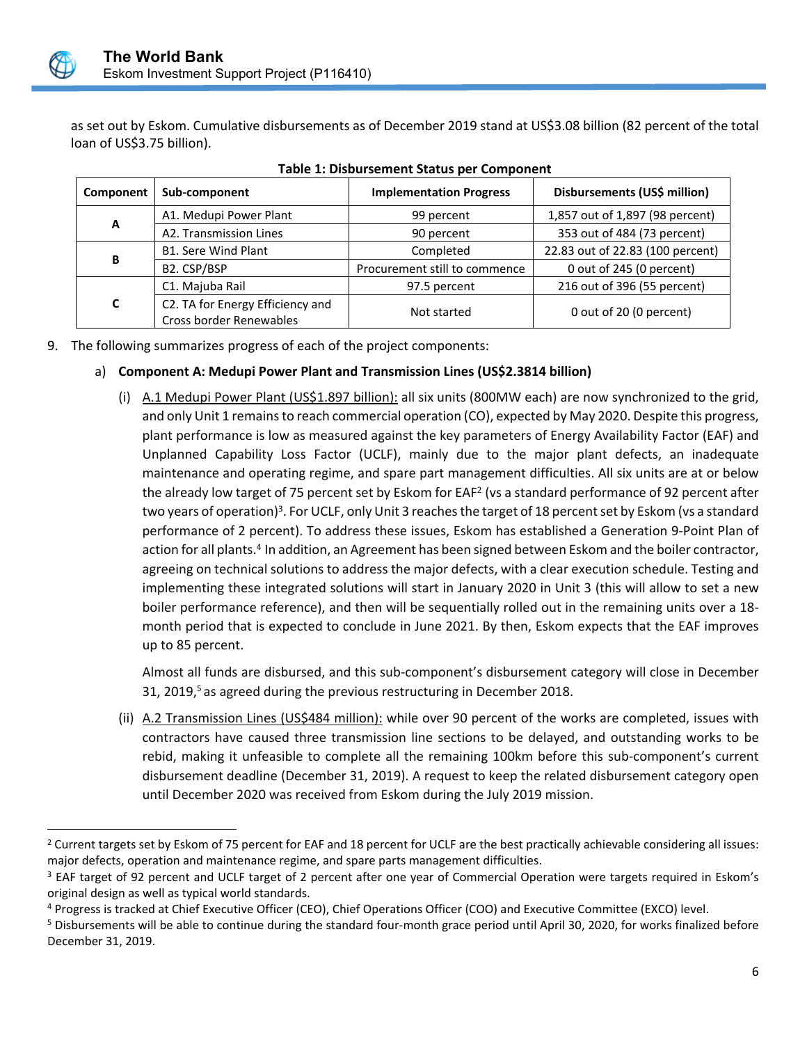as set out by Eskom. Cumulative disbursements as of December 2019 stand at US$3.08 billion (82 percent of the total loan of US$3.75 billion).

**Table 1: Disbursement Status per Component**

| Component | Sub-component | Implementation Progress | Disbursements (US$ million) |
|---|---|---|---|
| A | A1. Medupi Power Plant | 99 percent | 1,857 out of 1,897 (98 percent) |
| | A2. Transmission Lines | 90 percent | 353 out of 484 (73 percent) |
| B | B1. Sere Wind Plant | Completed | 22.83 out of 22.83 (100 percent) |
| | B2. CSP/BSP | Procurement still to commence | 0 out of 245 (0 percent) |
| C | C1. Majuba Rail | 97.5 percent | 216 out of 396 (55 percent) |
| | C2. TA for Energy Efficiency and Cross border Renewables | Not started | 0 out of 20 (0 percent) |

9. The following summarizes progress of each of the project components:

   a) **Component A: Medupi Power Plant and Transmission Lines (US$2.3814 billion)**

      (i) A.1 Medupi Power Plant (US$1.897 billion): all six units (800MW each) are now synchronized to the grid, and only Unit 1 remains to reach commercial operation (CO), expected by May 2020. Despite this progress, plant performance is low as measured against the key parameters of Energy Availability Factor (EAF) and Unplanned Capability Loss Factor (UCLF), mainly due to the major plant defects, an inadequate maintenance and operating regime, and spare part management difficulties. All six units are at or below the already low target of 75 percent set by Eskom for EAF[2] (vs a standard performance of 92 percent after two years of operation)[3]. For UCLF, only Unit 3 reaches the target of 18 percent set by Eskom (vs a standard performance of 2 percent). To address these issues, Eskom has established a Generation 9-Point Plan of action for all plants.[4] In addition, an Agreement has been signed between Eskom and the boiler contractor, agreeing on technical solutions to address the major defects, with a clear execution schedule. Testing and implementing these integrated solutions will start in January 2020 in Unit 3 (this will allow to set a new boiler performance reference), and then will be sequentially rolled out in the remaining units over a 18-month period that is expected to conclude in June 2021. By then, Eskom expects that the EAF improves up to 85 percent.

      Almost all funds are disbursed, and this sub-component's disbursement category will close in December 31, 2019,[5] as agreed during the previous restructuring in December 2018.

      (ii) A.2 Transmission Lines (US$484 million): while over 90 percent of the works are completed, issues with contractors have caused three transmission line sections to be delayed, and outstanding works to be rebid, making it unfeasible to complete all the remaining 100km before this sub-component's current disbursement deadline (December 31, 2019). A request to keep the related disbursement category open until December 2020 was received from Eskom during the July 2019 mission.

---

[2] Current targets set by Eskom of 75 percent for EAF and 18 percent for UCLF are the best practically achievable considering all issues: major defects, operation and maintenance regime, and spare parts management difficulties.

[3] EAF target of 92 percent and UCLF target of 2 percent after one year of Commercial Operation were targets required in Eskom's original design as well as typical world standards.

[4] Progress is tracked at Chief Executive Officer (CEO), Chief Operations Officer (COO) and Executive Committee (EXCO) level.

[5] Disbursements will be able to continue during the standard four-month grace period until April 30, 2020, for works finalized before December 31, 2019.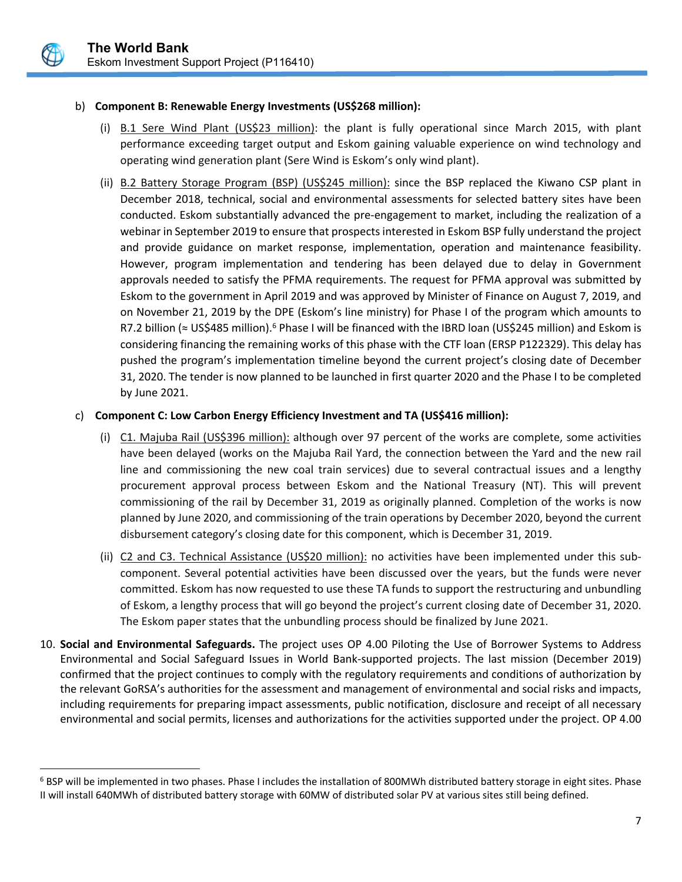b) **Component B: Renewable Energy Investments (US$268 million):**

   (i) B.1 Sere Wind Plant (US$23 million): the plant is fully operational since March 2015, with plant performance exceeding target output and Eskom gaining valuable experience on wind technology and operating wind generation plant (Sere Wind is Eskom's only wind plant).

   (ii) B.2 Battery Storage Program (BSP) (US$245 million): since the BSP replaced the Kiwano CSP plant in December 2018, technical, social and environmental assessments for selected battery sites have been conducted. Eskom substantially advanced the pre-engagement to market, including the realization of a webinar in September 2019 to ensure that prospects interested in Eskom BSP fully understand the project and provide guidance on market response, implementation, operation and maintenance feasibility. However, program implementation and tendering has been delayed due to delay in Government approvals needed to satisfy the PFMA requirements. The request for PFMA approval was submitted by Eskom to the government in April 2019 and was approved by Minister of Finance on August 7, 2019, and on November 21, 2019 by the DPE (Eskom's line ministry) for Phase I of the program which amounts to R7.2 billion (≈ US$485 million).[6] Phase I will be financed with the IBRD loan (US$245 million) and Eskom is considering financing the remaining works of this phase with the CTF loan (ERSP P122329). This delay has pushed the program's implementation timeline beyond the current project's closing date of December 31, 2020. The tender is now planned to be launched in first quarter 2020 and the Phase I to be completed by June 2021.

c) **Component C: Low Carbon Energy Efficiency Investment and TA (US$416 million):**

   (i) C1. Majuba Rail (US$396 million): although over 97 percent of the works are complete, some activities have been delayed (works on the Majuba Rail Yard, the connection between the Yard and the new rail line and commissioning the new coal train services) due to several contractual issues and a lengthy procurement approval process between Eskom and the National Treasury (NT). This will prevent commissioning of the rail by December 31, 2019 as originally planned. Completion of the works is now planned by June 2020, and commissioning of the train operations by December 2020, beyond the current disbursement category's closing date for this component, which is December 31, 2019.

   (ii) C2 and C3. Technical Assistance (US$20 million): no activities have been implemented under this sub-component. Several potential activities have been discussed over the years, but the funds were never committed. Eskom has now requested to use these TA funds to support the restructuring and unbundling of Eskom, a lengthy process that will go beyond the project's current closing date of December 31, 2020. The Eskom paper states that the unbundling process should be finalized by June 2021.

10. **Social and Environmental Safeguards.** The project uses OP 4.00 Piloting the Use of Borrower Systems to Address Environmental and Social Safeguard Issues in World Bank-supported projects. The last mission (December 2019) confirmed that the project continues to comply with the regulatory requirements and conditions of authorization by the relevant GoRSA's authorities for the assessment and management of environmental and social risks and impacts, including requirements for preparing impact assessments, public notification, disclosure and receipt of all necessary environmental and social permits, licenses and authorizations for the activities supported under the project. OP 4.00

[6] BSP will be implemented in two phases. Phase I includes the installation of 800MWh distributed battery storage in eight sites. Phase II will install 640MWh of distributed battery storage with 60MW of distributed solar PV at various sites still being defined.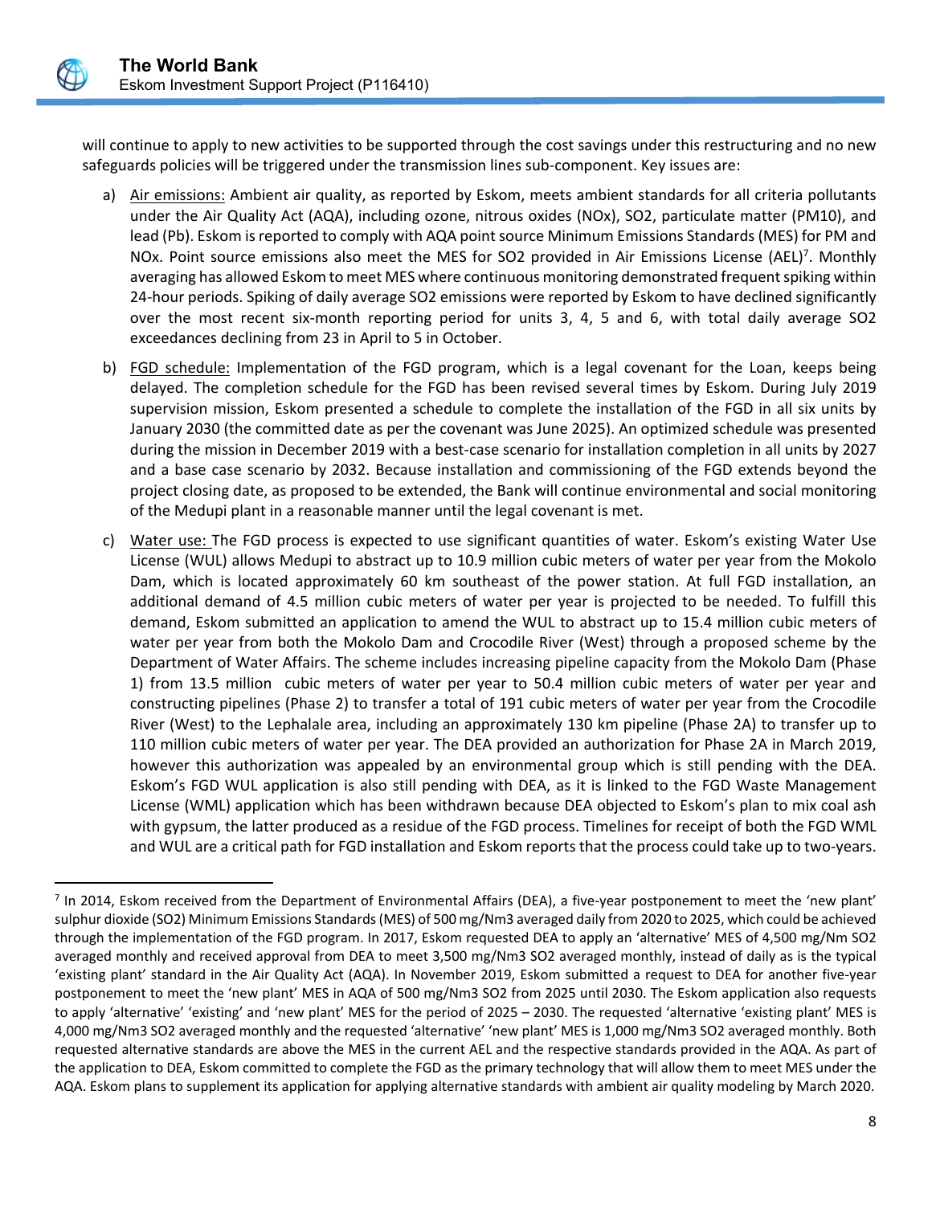will continue to apply to new activities to be supported through the cost savings under this restructuring and no new safeguards policies will be triggered under the transmission lines sub-component. Key issues are:

a) Air emissions: Ambient air quality, as reported by Eskom, meets ambient standards for all criteria pollutants under the Air Quality Act (AQA), including ozone, nitrous oxides (NOx), SO2, particulate matter (PM10), and lead (Pb). Eskom is reported to comply with AQA point source Minimum Emissions Standards (MES) for PM and NOx. Point source emissions also meet the MES for SO2 provided in Air Emissions License (AEL)[7]. Monthly averaging has allowed Eskom to meet MES where continuous monitoring demonstrated frequent spiking within 24-hour periods. Spiking of daily average SO2 emissions were reported by Eskom to have declined significantly over the most recent six-month reporting period for units 3, 4, 5 and 6, with total daily average SO2 exceedances declining from 23 in April to 5 in October.

b) FGD schedule: Implementation of the FGD program, which is a legal covenant for the Loan, keeps being delayed. The completion schedule for the FGD has been revised several times by Eskom. During July 2019 supervision mission, Eskom presented a schedule to complete the installation of the FGD in all six units by January 2030 (the committed date as per the covenant was June 2025). An optimized schedule was presented during the mission in December 2019 with a best-case scenario for installation completion in all units by 2027 and a base case scenario by 2032. Because installation and commissioning of the FGD extends beyond the project closing date, as proposed to be extended, the Bank will continue environmental and social monitoring of the Medupi plant in a reasonable manner until the legal covenant is met.

c) Water use: The FGD process is expected to use significant quantities of water. Eskom's existing Water Use License (WUL) allows Medupi to abstract up to 10.9 million cubic meters of water per year from the Mokolo Dam, which is located approximately 60 km southeast of the power station. At full FGD installation, an additional demand of 4.5 million cubic meters of water per year is projected to be needed. To fulfill this demand, Eskom submitted an application to amend the WUL to abstract up to 15.4 million cubic meters of water per year from both the Mokolo Dam and Crocodile River (West) through a proposed scheme by the Department of Water Affairs. The scheme includes increasing pipeline capacity from the Mokolo Dam (Phase 1) from 13.5 million cubic meters of water per year to 50.4 million cubic meters of water per year and constructing pipelines (Phase 2) to transfer a total of 191 cubic meters of water per year from the Crocodile River (West) to the Lephalale area, including an approximately 130 km pipeline (Phase 2A) to transfer up to 110 million cubic meters of water per year. The DEA provided an authorization for Phase 2A in March 2019, however this authorization was appealed by an environmental group which is still pending with the DEA. Eskom's FGD WUL application is also still pending with DEA, as it is linked to the FGD Waste Management License (WML) application which has been withdrawn because DEA objected to Eskom's plan to mix coal ash with gypsum, the latter produced as a residue of the FGD process. Timelines for receipt of both the FGD WML and WUL are a critical path for FGD installation and Eskom reports that the process could take up to two-years.

---

[7] In 2014, Eskom received from the Department of Environmental Affairs (DEA), a five-year postponement to meet the 'new plant' sulphur dioxide (SO2) Minimum Emissions Standards (MES) of 500 mg/Nm3 averaged daily from 2020 to 2025, which could be achieved through the implementation of the FGD program. In 2017, Eskom requested DEA to apply an 'alternative' MES of 4,500 mg/Nm SO2 averaged monthly and received approval from DEA to meet 3,500 mg/Nm3 SO2 averaged monthly, instead of daily as is the typical 'existing plant' standard in the Air Quality Act (AQA). In November 2019, Eskom submitted a request to DEA for another five-year postponement to meet the 'new plant' MES in AQA of 500 mg/Nm3 SO2 from 2025 until 2030. The Eskom application also requests to apply 'alternative' 'existing' and 'new plant' MES for the period of 2025 – 2030. The requested 'alternative 'existing plant' MES is 4,000 mg/Nm3 SO2 averaged monthly and the requested 'alternative' 'new plant' MES is 1,000 mg/Nm3 SO2 averaged monthly. Both requested alternative standards are above the MES in the current AEL and the respective standards provided in the AQA. As part of the application to DEA, Eskom committed to complete the FGD as the primary technology that will allow them to meet MES under the AQA. Eskom plans to supplement its application for applying alternative standards with ambient air quality modeling by March 2020.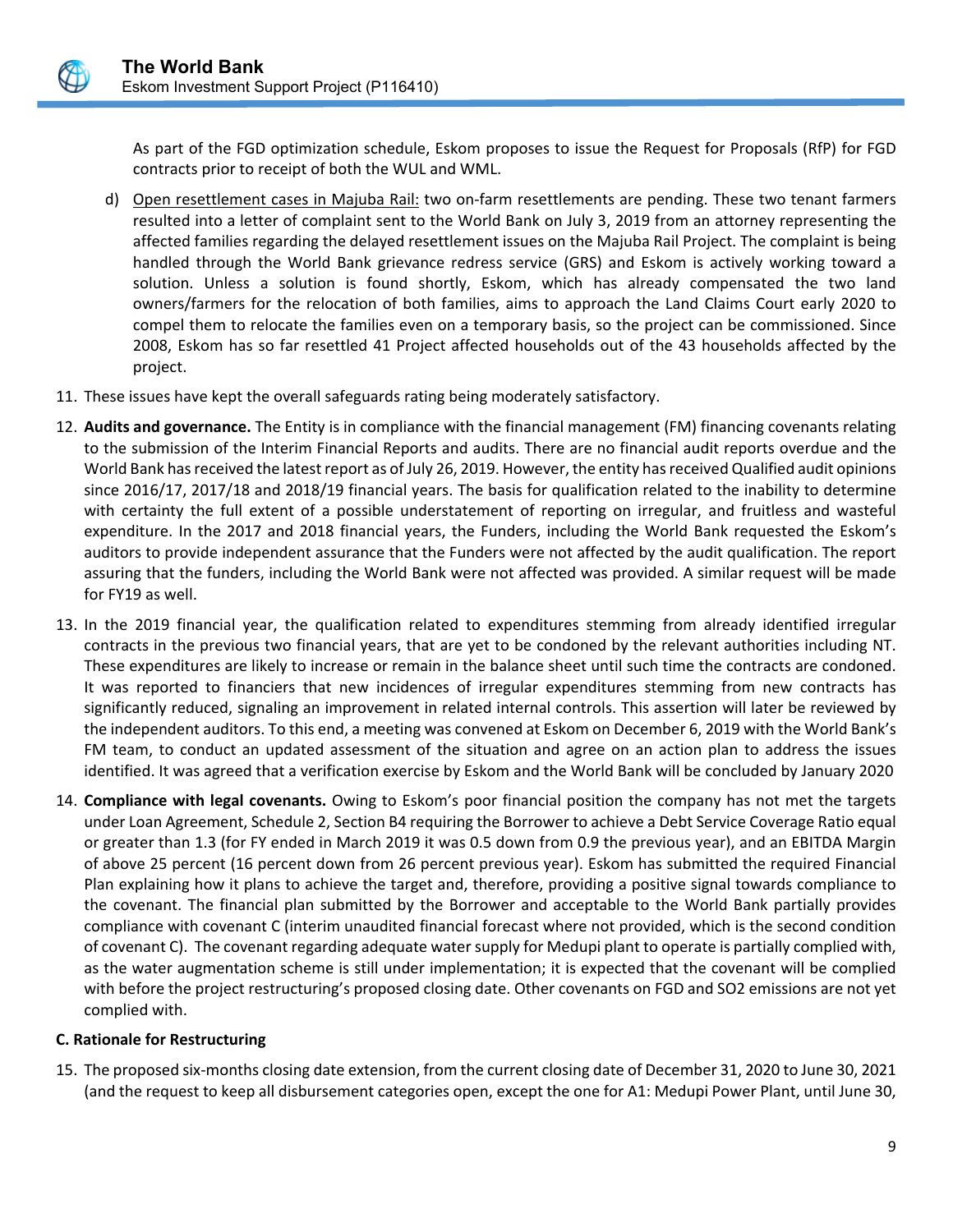As part of the FGD optimization schedule, Eskom proposes to issue the Request for Proposals (RfP) for FGD contracts prior to receipt of both the WUL and WML.

d) Open resettlement cases in Majuba Rail: two on-farm resettlements are pending. These two tenant farmers resulted into a letter of complaint sent to the World Bank on July 3, 2019 from an attorney representing the affected families regarding the delayed resettlement issues on the Majuba Rail Project. The complaint is being handled through the World Bank grievance redress service (GRS) and Eskom is actively working toward a solution. Unless a solution is found shortly, Eskom, which has already compensated the two land owners/farmers for the relocation of both families, aims to approach the Land Claims Court early 2020 to compel them to relocate the families even on a temporary basis, so the project can be commissioned. Since 2008, Eskom has so far resettled 41 Project affected households out of the 43 households affected by the project.

11. These issues have kept the overall safeguards rating being moderately satisfactory.

12. **Audits and governance.** The Entity is in compliance with the financial management (FM) financing covenants relating to the submission of the Interim Financial Reports and audits. There are no financial audit reports overdue and the World Bank has received the latest report as of July 26, 2019. However, the entity has received Qualified audit opinions since 2016/17, 2017/18 and 2018/19 financial years. The basis for qualification related to the inability to determine with certainty the full extent of a possible understatement of reporting on irregular, and fruitless and wasteful expenditure. In the 2017 and 2018 financial years, the Funders, including the World Bank requested the Eskom's auditors to provide independent assurance that the Funders were not affected by the audit qualification. The report assuring that the funders, including the World Bank were not affected was provided. A similar request will be made for FY19 as well.

13. In the 2019 financial year, the qualification related to expenditures stemming from already identified irregular contracts in the previous two financial years, that are yet to be condoned by the relevant authorities including NT. These expenditures are likely to increase or remain in the balance sheet until such time the contracts are condoned. It was reported to financiers that new incidences of irregular expenditures stemming from new contracts has significantly reduced, signaling an improvement in related internal controls. This assertion will later be reviewed by the independent auditors. To this end, a meeting was convened at Eskom on December 6, 2019 with the World Bank's FM team, to conduct an updated assessment of the situation and agree on an action plan to address the issues identified. It was agreed that a verification exercise by Eskom and the World Bank will be concluded by January 2020

14. **Compliance with legal covenants.** Owing to Eskom's poor financial position the company has not met the targets under Loan Agreement, Schedule 2, Section B4 requiring the Borrower to achieve a Debt Service Coverage Ratio equal or greater than 1.3 (for FY ended in March 2019 it was 0.5 down from 0.9 the previous year), and an EBITDA Margin of above 25 percent (16 percent down from 26 percent previous year). Eskom has submitted the required Financial Plan explaining how it plans to achieve the target and, therefore, providing a positive signal towards compliance to the covenant. The financial plan submitted by the Borrower and acceptable to the World Bank partially provides compliance with covenant C (interim unaudited financial forecast where not provided, which is the second condition of covenant C). The covenant regarding adequate water supply for Medupi plant to operate is partially complied with, as the water augmentation scheme is still under implementation; it is expected that the covenant will be complied with before the project restructuring's proposed closing date. Other covenants on FGD and $SO_2$ emissions are not yet complied with.

### C. Rationale for Restructuring

15. The proposed six-months closing date extension, from the current closing date of December 31, 2020 to June 30, 2021 (and the request to keep all disbursement categories open, except the one for A1: Medupi Power Plant, until June 30,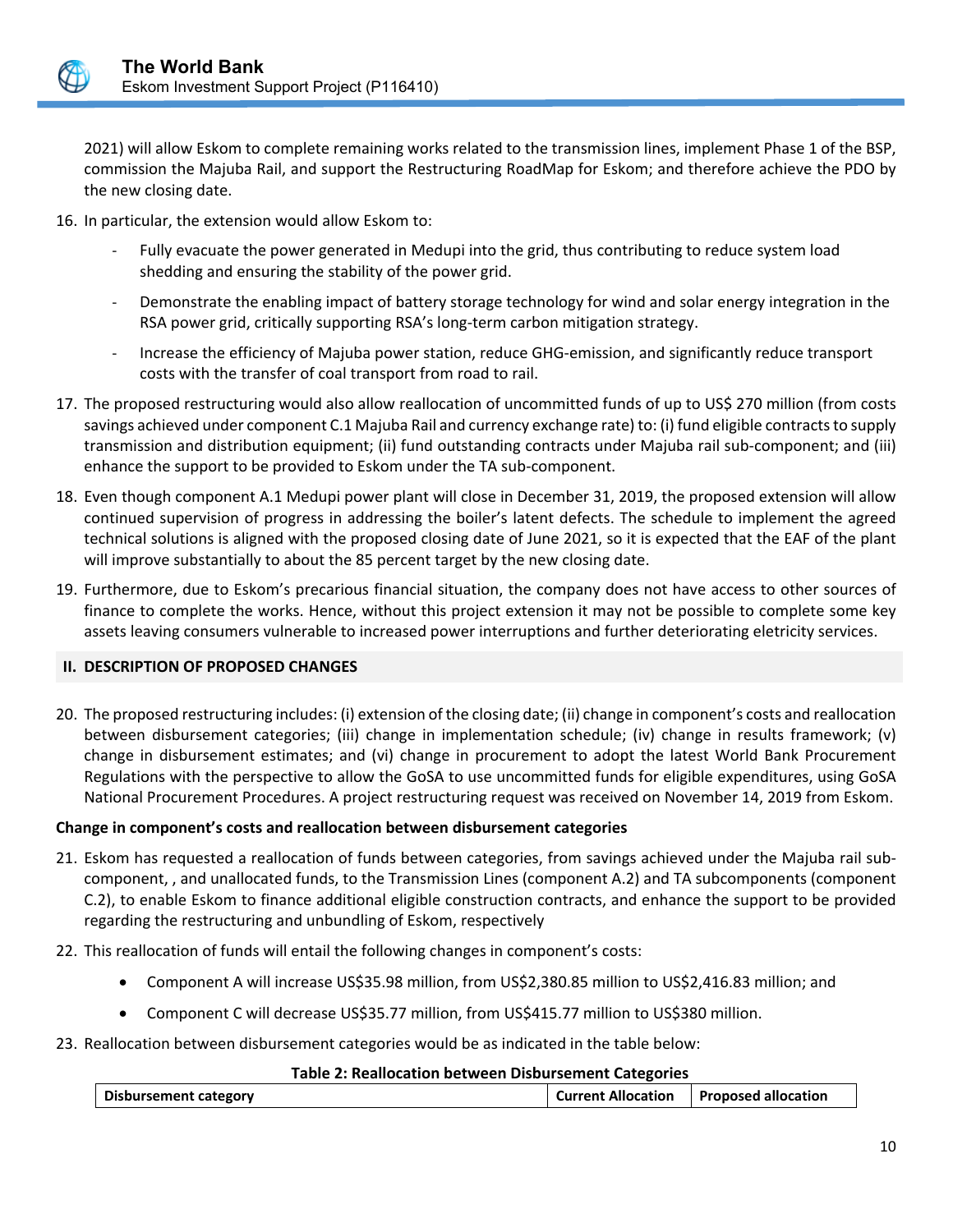2021) will allow Eskom to complete remaining works related to the transmission lines, implement Phase 1 of the BSP, commission the Majuba Rail, and support the Restructuring RoadMap for Eskom; and therefore achieve the PDO by the new closing date.

16. In particular, the extension would allow Eskom to:

    - Fully evacuate the power generated in Medupi into the grid, thus contributing to reduce system load shedding and ensuring the stability of the power grid.
    - Demonstrate the enabling impact of battery storage technology for wind and solar energy integration in the RSA power grid, critically supporting RSA's long-term carbon mitigation strategy.
    - Increase the efficiency of Majuba power station, reduce GHG-emission, and significantly reduce transport costs with the transfer of coal transport from road to rail.

17. The proposed restructuring would also allow reallocation of uncommitted funds of up to US$ 270 million (from costs savings achieved under component C.1 Majuba Rail and currency exchange rate) to: (i) fund eligible contracts to supply transmission and distribution equipment; (ii) fund outstanding contracts under Majuba rail sub-component; and (iii) enhance the support to be provided to Eskom under the TA sub-component.

18. Even though component A.1 Medupi power plant will close in December 31, 2019, the proposed extension will allow continued supervision of progress in addressing the boiler's latent defects. The schedule to implement the agreed technical solutions is aligned with the proposed closing date of June 2021, so it is expected that the EAF of the plant will improve substantially to about the 85 percent target by the new closing date.

19. Furthermore, due to Eskom's precarious financial situation, the company does not have access to other sources of finance to complete the works. Hence, without this project extension it may not be possible to complete some key assets leaving consumers vulnerable to increased power interruptions and further deteriorating eletricity services.

## II. DESCRIPTION OF PROPOSED CHANGES

20. The proposed restructuring includes: (i) extension of the closing date; (ii) change in component's costs and reallocation between disbursement categories; (iii) change in implementation schedule; (iv) change in results framework; (v) change in disbursement estimates; and (vi) change in procurement to adopt the latest World Bank Procurement Regulations with the perspective to allow the GoSA to use uncommitted funds for eligible expenditures, using GoSA National Procurement Procedures. A project restructuring request was received on November 14, 2019 from Eskom.

**Change in component's costs and reallocation between disbursement categories**

21. Eskom has requested a reallocation of funds between categories, from savings achieved under the Majuba rail sub-component, , and unallocated funds, to the Transmission Lines (component A.2) and TA subcomponents (component C.2), to enable Eskom to finance additional eligible construction contracts, and enhance the support to be provided regarding the restructuring and unbundling of Eskom, respectively

22. This reallocation of funds will entail the following changes in component's costs:

    - Component A will increase US$35.98 million, from US$2,380.85 million to US$2,416.83 million; and
    - Component C will decrease US$35.77 million, from US$415.77 million to US$380 million.

23. Reallocation between disbursement categories would be as indicated in the table below:

**Table 2: Reallocation between Disbursement Categories**

| Disbursement category | Current Allocation | Proposed allocation |
|---|---|---|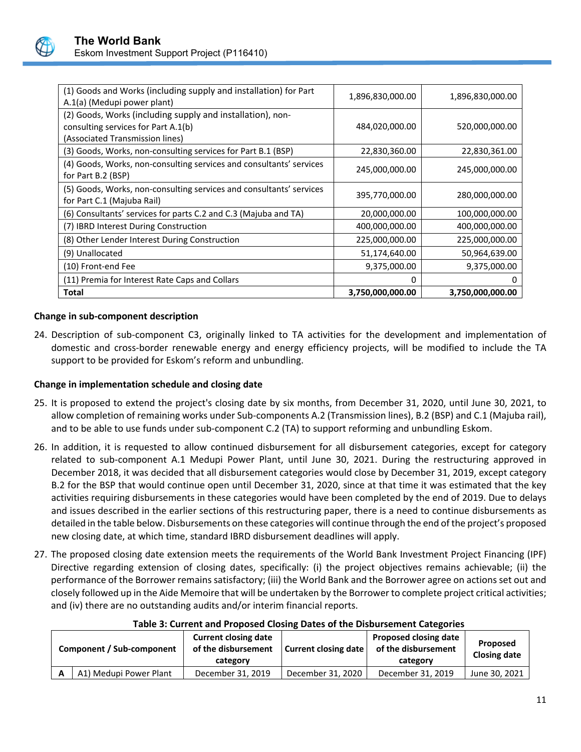| | | |
|---|---|---|
| (1) Goods and Works (including supply and installation) for Part A.1(a) (Medupi power plant) | 1,896,830,000.00 | 1,896,830,000.00 |
| (2) Goods, Works (including supply and installation), non-consulting services for Part A.1(b) (Associated Transmission lines) | 484,020,000.00 | 520,000,000.00 |
| (3) Goods, Works, non-consulting services for Part B.1 (BSP) | 22,830,360.00 | 22,830,361.00 |
| (4) Goods, Works, non-consulting services and consultants' services for Part B.2 (BSP) | 245,000,000.00 | 245,000,000.00 |
| (5) Goods, Works, non-consulting services and consultants' services for Part C.1 (Majuba Rail) | 395,770,000.00 | 280,000,000.00 |
| (6) Consultants' services for parts C.2 and C.3 (Majuba and TA) | 20,000,000.00 | 100,000,000.00 |
| (7) IBRD Interest During Construction | 400,000,000.00 | 400,000,000.00 |
| (8) Other Lender Interest During Construction | 225,000,000.00 | 225,000,000.00 |
| (9) Unallocated | 51,174,640.00 | 50,964,639.00 |
| (10) Front-end Fee | 9,375,000.00 | 9,375,000.00 |
| (11) Premia for Interest Rate Caps and Collars | 0 | 0 |
| **Total** | **3,750,000,000.00** | **3,750,000,000.00** |

**Change in sub-component description**

24. Description of sub-component C3, originally linked to TA activities for the development and implementation of domestic and cross-border renewable energy and energy efficiency projects, will be modified to include the TA support to be provided for Eskom's reform and unbundling.

**Change in implementation schedule and closing date**

25. It is proposed to extend the project's closing date by six months, from December 31, 2020, until June 30, 2021, to allow completion of remaining works under Sub-components A.2 (Transmission lines), B.2 (BSP) and C.1 (Majuba rail), and to be able to use funds under sub-component C.2 (TA) to support reforming and unbundling Eskom.

26. In addition, it is requested to allow continued disbursement for all disbursement categories, except for category related to sub-component A.1 Medupi Power Plant, until June 30, 2021. During the restructuring approved in December 2018, it was decided that all disbursement categories would close by December 31, 2019, except category B.2 for the BSP that would continue open until December 31, 2020, since at that time it was estimated that the key activities requiring disbursements in these categories would have been completed by the end of 2019. Due to delays and issues described in the earlier sections of this restructuring paper, there is a need to continue disbursements as detailed in the table below. Disbursements on these categories will continue through the end of the project's proposed new closing date, at which time, standard IBRD disbursement deadlines will apply.

27. The proposed closing date extension meets the requirements of the World Bank Investment Project Financing (IPF) Directive regarding extension of closing dates, specifically: (i) the project objectives remains achievable; (ii) the performance of the Borrower remains satisfactory; (iii) the World Bank and the Borrower agree on actions set out and closely followed up in the Aide Memoire that will be undertaken by the Borrower to complete project critical activities; and (iv) there are no outstanding audits and/or interim financial reports.

**Table 3: Current and Proposed Closing Dates of the Disbursement Categories**

| Component / Sub-component | | Current closing date of the disbursement category | Current closing date | Proposed closing date of the disbursement category | Proposed Closing date |
|---|---|---|---|---|---|
| A | A1) Medupi Power Plant | December 31, 2019 | December 31, 2020 | December 31, 2019 | June 30, 2021 |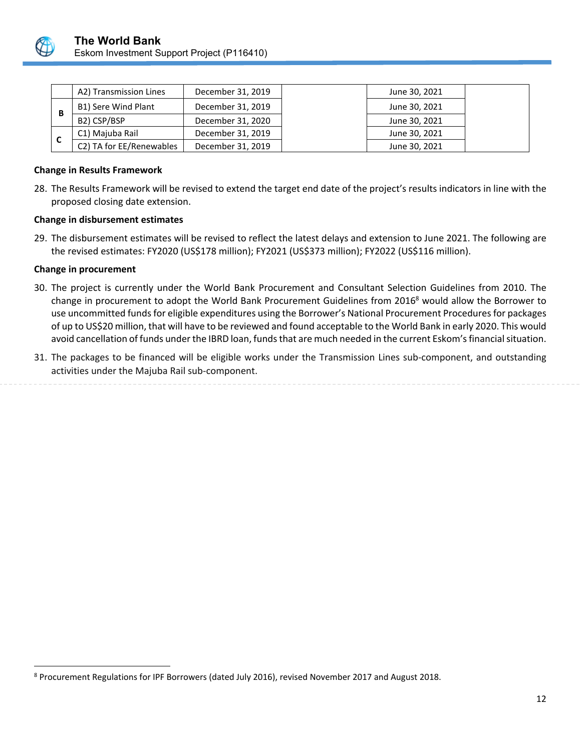|  | A2) Transmission Lines | December 31, 2019 |  | June 30, 2021 |  |
|---|---|---|---|---|---|
| B | B1) Sere Wind Plant | December 31, 2019 |  | June 30, 2021 |  |
|  | B2) CSP/BSP | December 31, 2020 |  | June 30, 2021 |  |
| C | C1) Majuba Rail | December 31, 2019 |  | June 30, 2021 |  |
|  | C2) TA for EE/Renewables | December 31, 2019 |  | June 30, 2021 |  |

**Change in Results Framework**

28. The Results Framework will be revised to extend the target end date of the project's results indicators in line with the proposed closing date extension.

**Change in disbursement estimates**

29. The disbursement estimates will be revised to reflect the latest delays and extension to June 2021. The following are the revised estimates: FY2020 (US$178 million); FY2021 (US$373 million); FY2022 (US$116 million).

**Change in procurement**

30. The project is currently under the World Bank Procurement and Consultant Selection Guidelines from 2010. The change in procurement to adopt the World Bank Procurement Guidelines from 2016[8] would allow the Borrower to use uncommitted funds for eligible expenditures using the Borrower's National Procurement Procedures for packages of up to US$20 million, that will have to be reviewed and found acceptable to the World Bank in early 2020. This would avoid cancellation of funds under the IBRD loan, funds that are much needed in the current Eskom's financial situation.

31. The packages to be financed will be eligible works under the Transmission Lines sub-component, and outstanding activities under the Majuba Rail sub-component.

[8] Procurement Regulations for IPF Borrowers (dated July 2016), revised November 2017 and August 2018.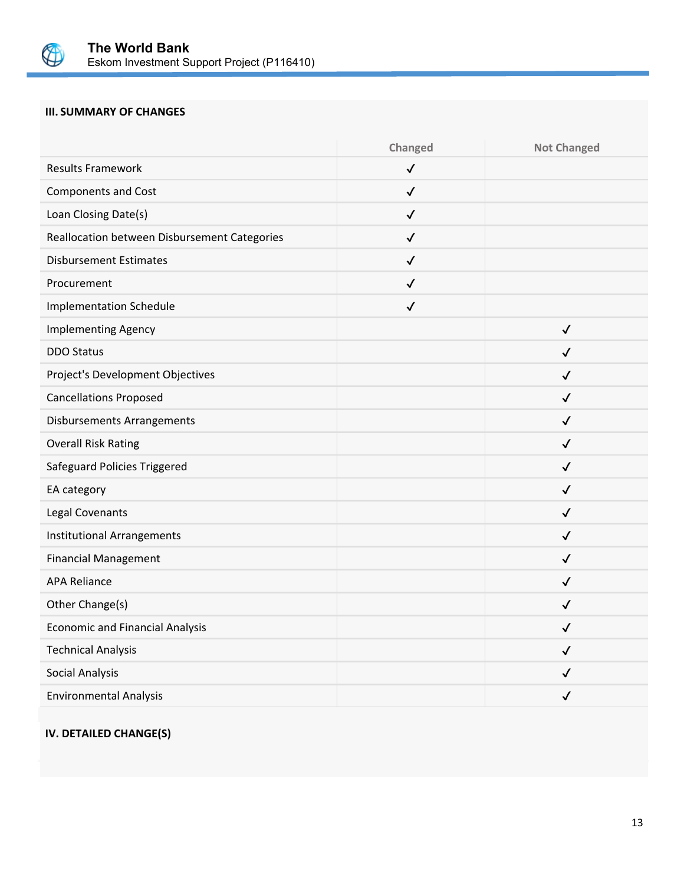### III. SUMMARY OF CHANGES

| | Changed | Not Changed |
|---|---|---|
| Results Framework | ✓ | |
| Components and Cost | ✓ | |
| Loan Closing Date(s) | ✓ | |
| Reallocation between Disbursement Categories | ✓ | |
| Disbursement Estimates | ✓ | |
| Procurement | ✓ | |
| Implementation Schedule | ✓ | |
| Implementing Agency | | ✓ |
| DDO Status | | ✓ |
| Project's Development Objectives | | ✓ |
| Cancellations Proposed | | ✓ |
| Disbursements Arrangements | | ✓ |
| Overall Risk Rating | | ✓ |
| Safeguard Policies Triggered | | ✓ |
| EA category | | ✓ |
| Legal Covenants | | ✓ |
| Institutional Arrangements | | ✓ |
| Financial Management | | ✓ |
| APA Reliance | | ✓ |
| Other Change(s) | | ✓ |
| Economic and Financial Analysis | | ✓ |
| Technical Analysis | | ✓ |
| Social Analysis | | ✓ |
| Environmental Analysis | | ✓ |

### IV. DETAILED CHANGE(S)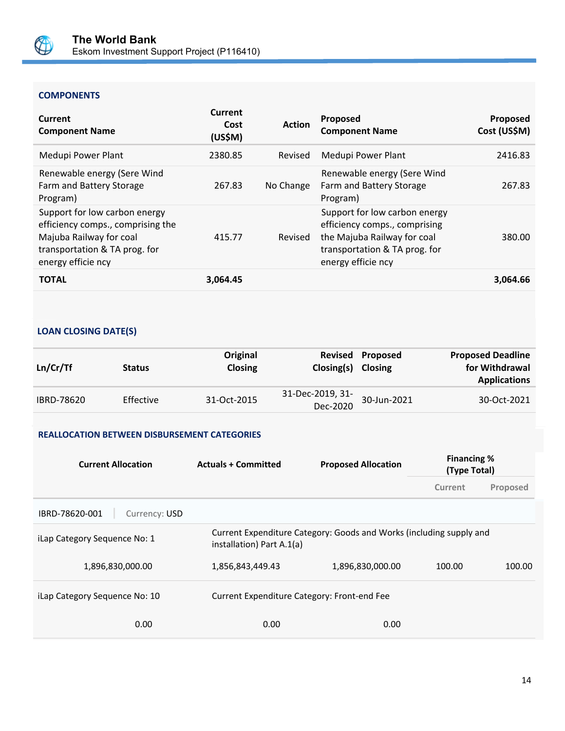### COMPONENTS

| Current Component Name | Current Cost (US$M) | Action | Proposed Component Name | Proposed Cost (US$M) |
|---|---|---|---|---|
| Medupi Power Plant | 2380.85 | Revised | Medupi Power Plant | 2416.83 |
| Renewable energy (Sere Wind Farm and Battery Storage Program) | 267.83 | No Change | Renewable energy (Sere Wind Farm and Battery Storage Program) | 267.83 |
| Support for low carbon energy efficiency comps., comprising the Majuba Railway for coal transportation & TA prog. for energy efficie ncy | 415.77 | Revised | Support for low carbon energy efficiency comps., comprising the Majuba Railway for coal transportation & TA prog. for energy efficie ncy | 380.00 |
| **TOTAL** | **3,064.45** | | | **3,064.66** |

### LOAN CLOSING DATE(S)

| Ln/Cr/Tf | Status | Original Closing | Revised Closing(s) | Proposed Closing | Proposed Deadline for Withdrawal Applications |
|---|---|---|---|---|---|
| IBRD-78620 | Effective | 31-Oct-2015 | 31-Dec-2019, 31-Dec-2020 | 30-Jun-2021 | 30-Oct-2021 |

### REALLOCATION BETWEEN DISBURSEMENT CATEGORIES

| Current Allocation | Actuals + Committed | Proposed Allocation | Financing % (Type Total) | |
|---|---|---|---|---|
| | | | Current | Proposed |
| IBRD-78620-001 \| Currency: USD | | | | |
| iLap Category Sequence No: 1 | Current Expenditure Category: Goods and Works (including supply and installation) Part A.1(a) | | | |
| 1,896,830,000.00 | 1,856,843,449.43 | 1,896,830,000.00 | 100.00 | 100.00 |
| iLap Category Sequence No: 10 | Current Expenditure Category: Front-end Fee | | | |
| 0.00 | 0.00 | 0.00 | | |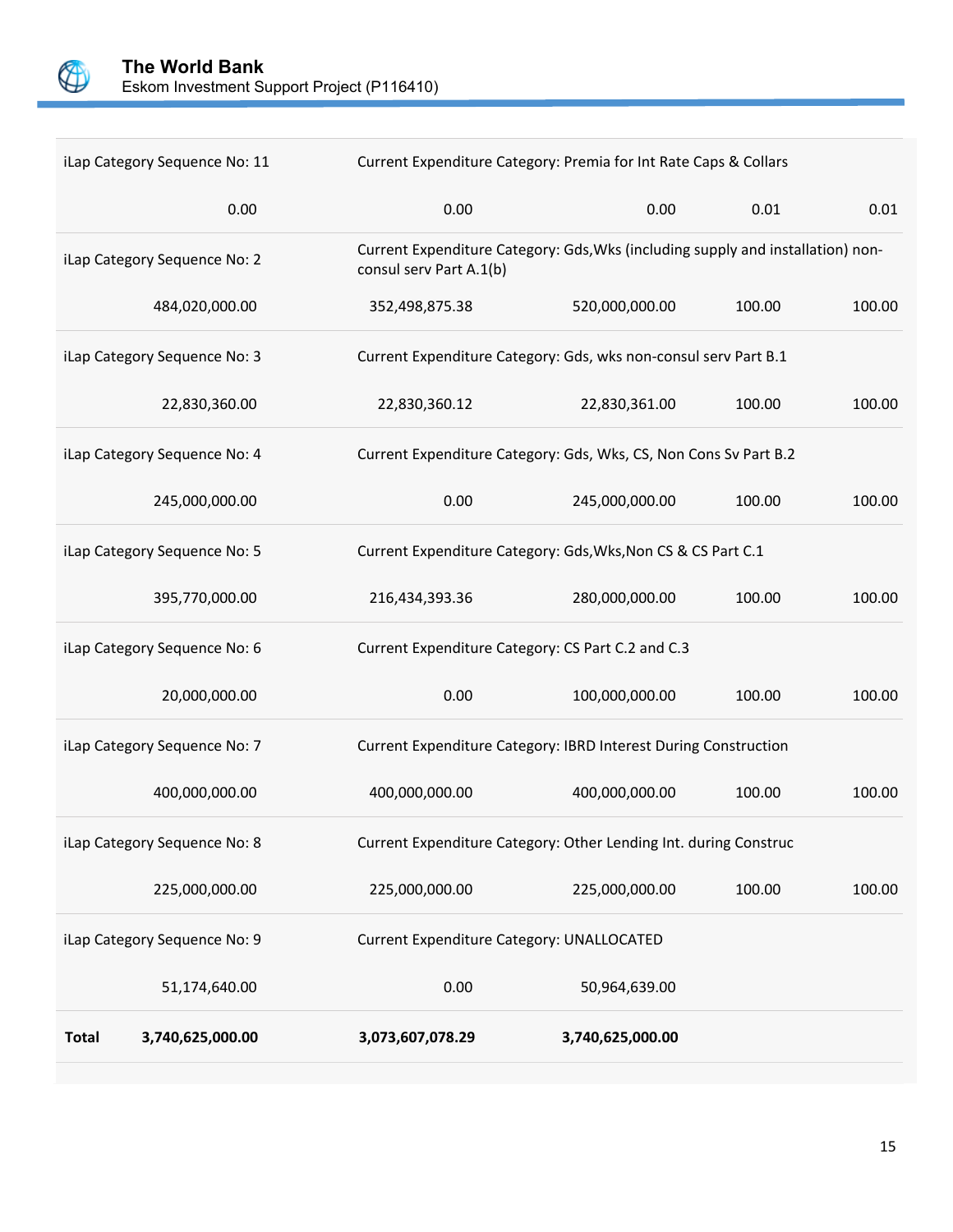| | | | | |
|---|---|---|---|---|
| iLap Category Sequence No: 11 | Current Expenditure Category: Premia for Int Rate Caps & Collars | | | |
| 0.00 | 0.00 | 0.00 | 0.01 | 0.01 |
| iLap Category Sequence No: 2 | Current Expenditure Category: Gds,Wks (including supply and installation) non-consul serv Part A.1(b) | | | |
| 484,020,000.00 | 352,498,875.38 | 520,000,000.00 | 100.00 | 100.00 |
| iLap Category Sequence No: 3 | Current Expenditure Category: Gds, wks non-consul serv Part B.1 | | | |
| 22,830,360.00 | 22,830,360.12 | 22,830,361.00 | 100.00 | 100.00 |
| iLap Category Sequence No: 4 | Current Expenditure Category: Gds, Wks, CS, Non Cons Sv Part B.2 | | | |
| 245,000,000.00 | 0.00 | 245,000,000.00 | 100.00 | 100.00 |
| iLap Category Sequence No: 5 | Current Expenditure Category: Gds,Wks,Non CS & CS Part C.1 | | | |
| 395,770,000.00 | 216,434,393.36 | 280,000,000.00 | 100.00 | 100.00 |
| iLap Category Sequence No: 6 | Current Expenditure Category: CS Part C.2 and C.3 | | | |
| 20,000,000.00 | 0.00 | 100,000,000.00 | 100.00 | 100.00 |
| iLap Category Sequence No: 7 | Current Expenditure Category: IBRD Interest During Construction | | | |
| 400,000,000.00 | 400,000,000.00 | 400,000,000.00 | 100.00 | 100.00 |
| iLap Category Sequence No: 8 | Current Expenditure Category: Other Lending Int. during Construc | | | |
| 225,000,000.00 | 225,000,000.00 | 225,000,000.00 | 100.00 | 100.00 |
| iLap Category Sequence No: 9 | Current Expenditure Category: UNALLOCATED | | | |
| 51,174,640.00 | 0.00 | 50,964,639.00 | | |
| **Total 3,740,625,000.00** | **3,073,607,078.29** | **3,740,625,000.00** | | |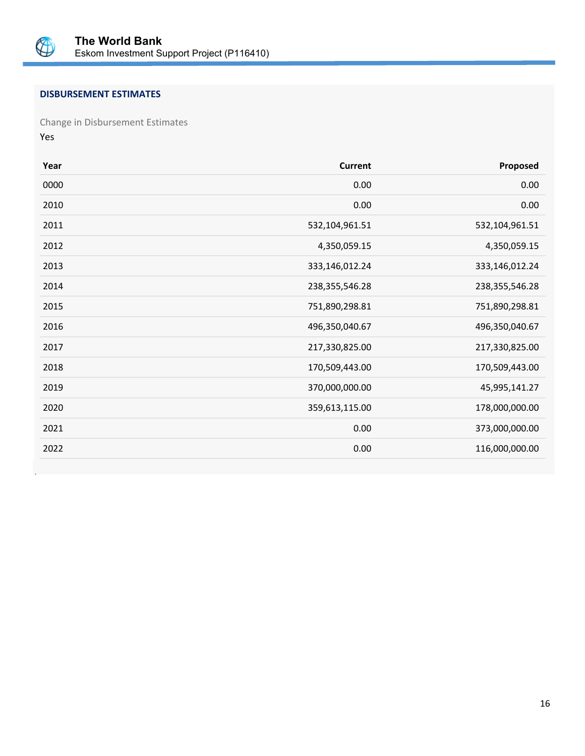### DISBURSEMENT ESTIMATES

Change in Disbursement Estimates

Yes

| Year | Current | Proposed |
|---|---:|---:|
| 0000 | 0.00 | 0.00 |
| 2010 | 0.00 | 0.00 |
| 2011 | 532,104,961.51 | 532,104,961.51 |
| 2012 | 4,350,059.15 | 4,350,059.15 |
| 2013 | 333,146,012.24 | 333,146,012.24 |
| 2014 | 238,355,546.28 | 238,355,546.28 |
| 2015 | 751,890,298.81 | 751,890,298.81 |
| 2016 | 496,350,040.67 | 496,350,040.67 |
| 2017 | 217,330,825.00 | 217,330,825.00 |
| 2018 | 170,509,443.00 | 170,509,443.00 |
| 2019 | 370,000,000.00 | 45,995,141.27 |
| 2020 | 359,613,115.00 | 178,000,000.00 |
| 2021 | 0.00 | 373,000,000.00 |
| 2022 | 0.00 | 116,000,000.00 |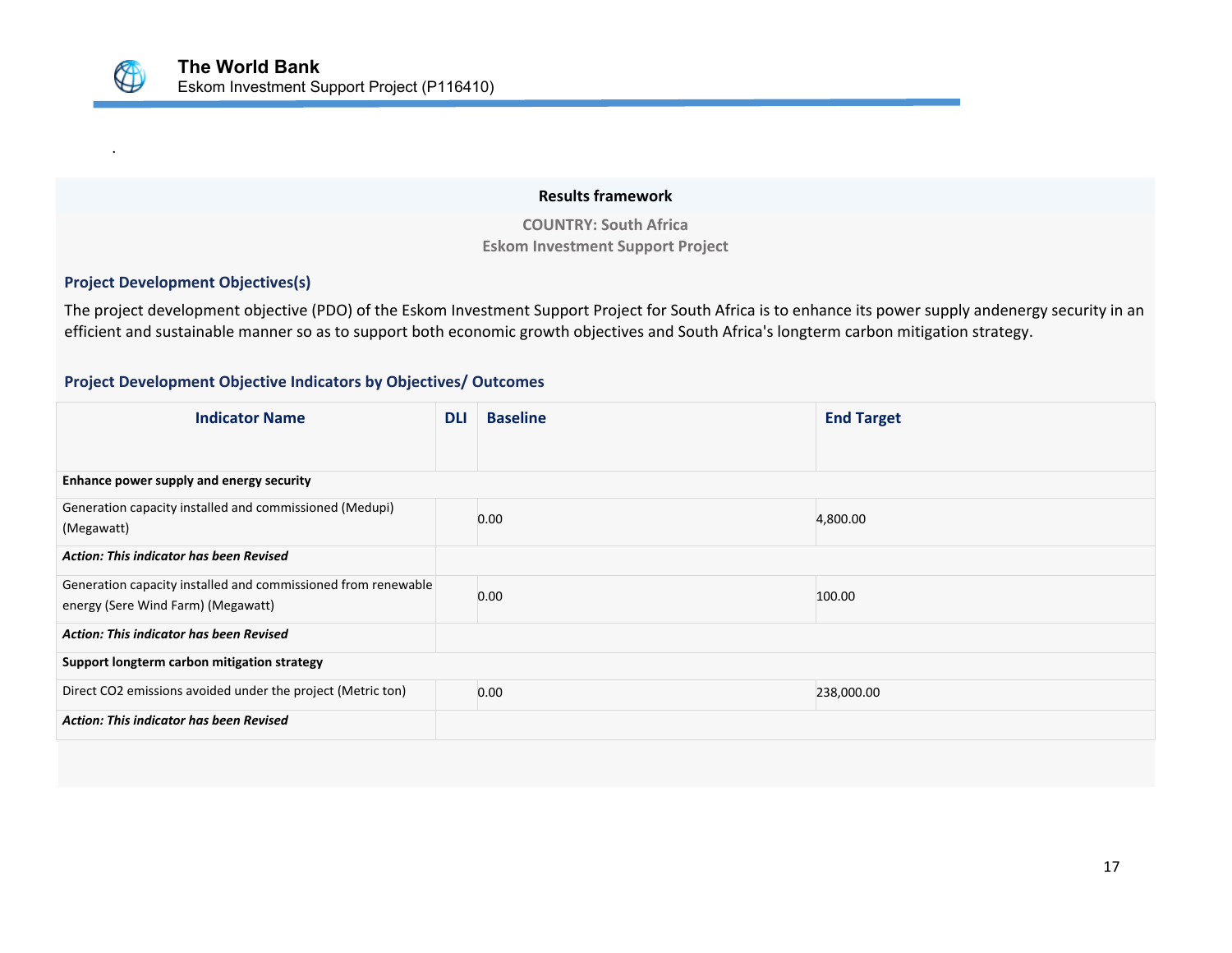.

## Results framework

**COUNTRY: South Africa**
**Eskom Investment Support Project**

### Project Development Objectives(s)

The project development objective (PDO) of the Eskom Investment Support Project for South Africa is to enhance its power supply andenergy security in an efficient and sustainable manner so as to support both economic growth objectives and South Africa's longterm carbon mitigation strategy.

### Project Development Objective Indicators by Objectives/ Outcomes

| Indicator Name | DLI | Baseline | End Target |
|---|---|---|---|
| **Enhance power supply and energy security** | | | |
| Generation capacity installed and commissioned (Medupi) (Megawatt) | | 0.00 | 4,800.00 |
| ***Action: This indicator has been Revised*** | | | |
| Generation capacity installed and commissioned from renewable energy (Sere Wind Farm) (Megawatt) | | 0.00 | 100.00 |
| ***Action: This indicator has been Revised*** | | | |
| **Support longterm carbon mitigation strategy** | | | |
| Direct $CO_2$ emissions avoided under the project (Metric ton) | | 0.00 | 238,000.00 |
| ***Action: This indicator has been Revised*** | | | |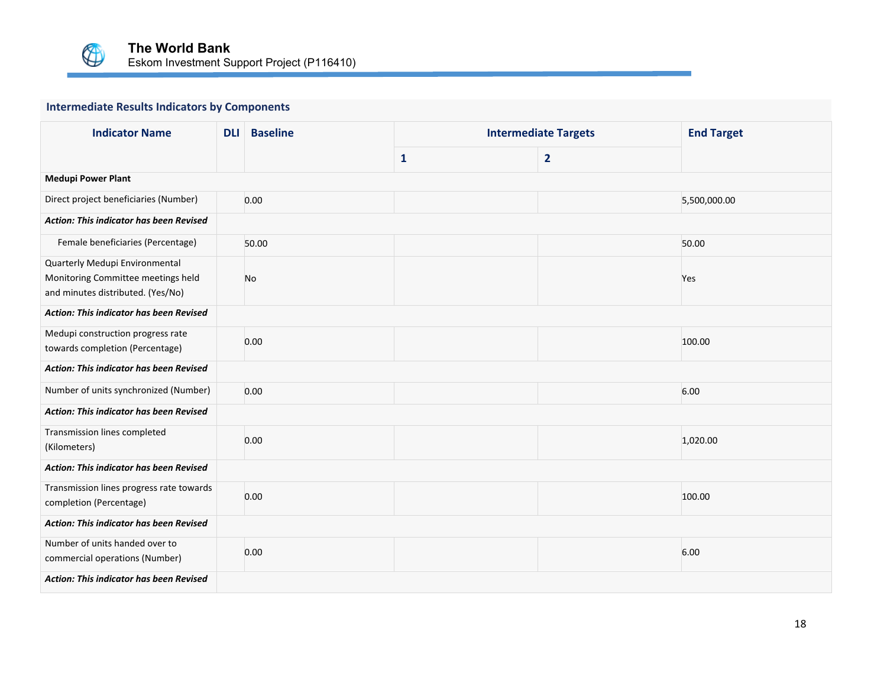### Intermediate Results Indicators by Components

| Indicator Name | DLI | Baseline | Intermediate Targets | | End Target |
|---|---|---|---|---|---|
| | | | 1 | 2 | |
| **Medupi Power Plant** | | | | | |
| Direct project beneficiaries (Number) | | 0.00 | | | 5,500,000.00 |
| ***Action: This indicator has been Revised*** | | | | | |
| Female beneficiaries (Percentage) | | 50.00 | | | 50.00 |
| Quarterly Medupi Environmental Monitoring Committee meetings held and minutes distributed. (Yes/No) | | No | | | Yes |
| ***Action: This indicator has been Revised*** | | | | | |
| Medupi construction progress rate towards completion (Percentage) | | 0.00 | | | 100.00 |
| ***Action: This indicator has been Revised*** | | | | | |
| Number of units synchronized (Number) | | 0.00 | | | 6.00 |
| ***Action: This indicator has been Revised*** | | | | | |
| Transmission lines completed (Kilometers) | | 0.00 | | | 1,020.00 |
| ***Action: This indicator has been Revised*** | | | | | |
| Transmission lines progress rate towards completion (Percentage) | | 0.00 | | | 100.00 |
| ***Action: This indicator has been Revised*** | | | | | |
| Number of units handed over to commercial operations (Number) | | 0.00 | | | 6.00 |
| ***Action: This indicator has been Revised*** | | | | | |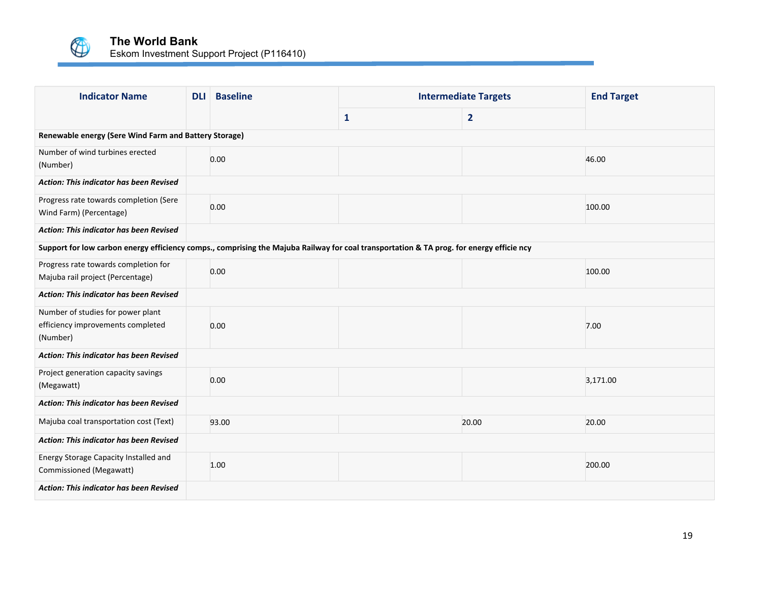| Indicator Name | DLI | Baseline | Intermediate Targets | | End Target |
|---|---|---|---|---|---|
| | | | 1 | 2 | |
| **Renewable energy (Sere Wind Farm and Battery Storage)** | | | | | |
| Number of wind turbines erected (Number) | | 0.00 | | | 46.00 |
| ***Action: This indicator has been Revised*** | | | | | |
| Progress rate towards completion (Sere Wind Farm) (Percentage) | | 0.00 | | | 100.00 |
| ***Action: This indicator has been Revised*** | | | | | |
| **Support for low carbon energy efficiency comps., comprising the Majuba Railway for coal transportation & TA prog. for energy efficie ncy** | | | | | |
| Progress rate towards completion for Majuba rail project (Percentage) | | 0.00 | | | 100.00 |
| ***Action: This indicator has been Revised*** | | | | | |
| Number of studies for power plant efficiency improvements completed (Number) | | 0.00 | | | 7.00 |
| ***Action: This indicator has been Revised*** | | | | | |
| Project generation capacity savings (Megawatt) | | 0.00 | | | 3,171.00 |
| ***Action: This indicator has been Revised*** | | | | | |
| Majuba coal transportation cost (Text) | | 93.00 | | 20.00 | 20.00 |
| ***Action: This indicator has been Revised*** | | | | | |
| Energy Storage Capacity Installed and Commissioned (Megawatt) | | 1.00 | | | 200.00 |
| ***Action: This indicator has been Revised*** | | | | | |